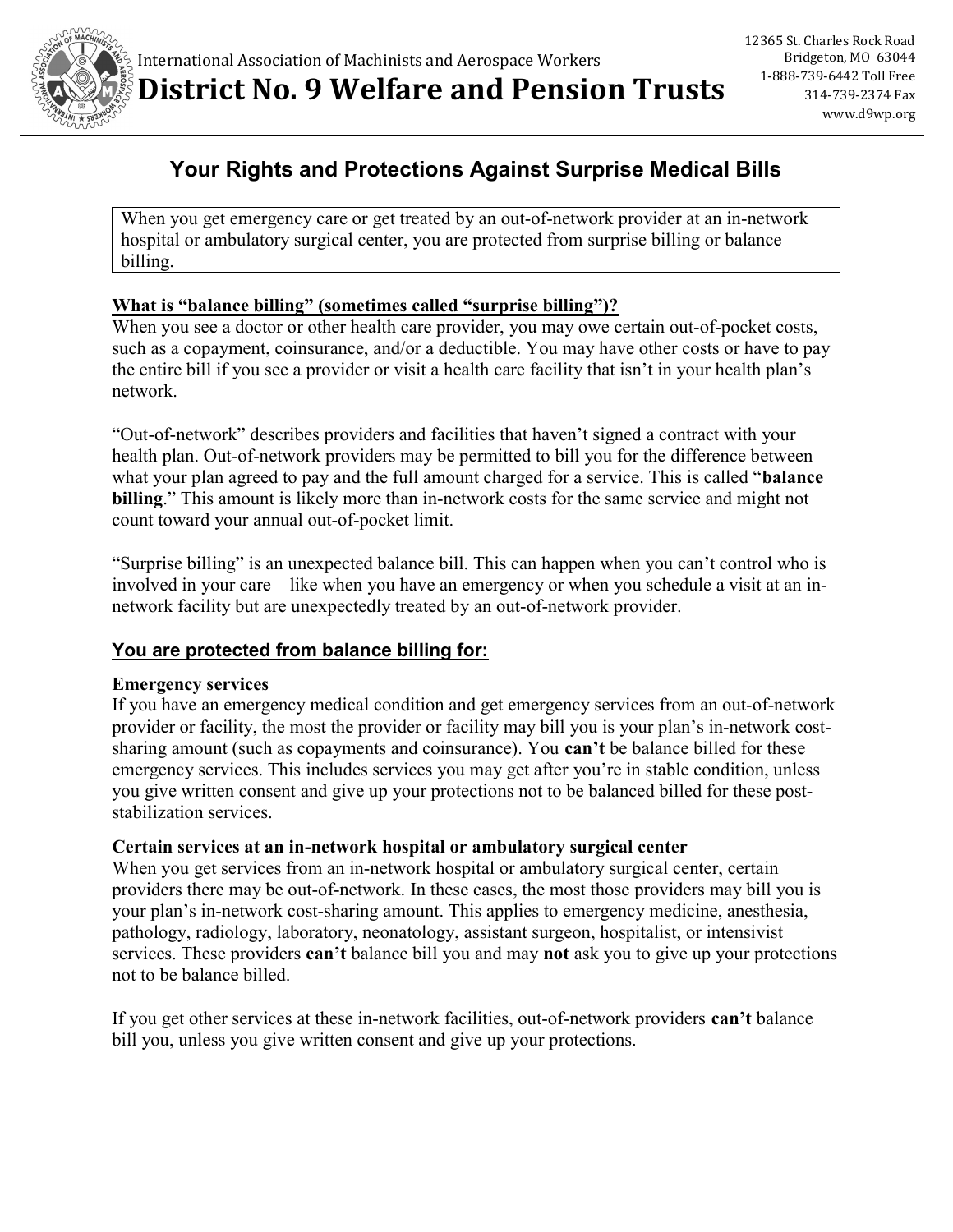International Association of Machinists and Aerospace Workers

# District No. 9 Welfare and Pension Trusts

12365 St. Charles Rock Road
Bridgeton, MO 63044
1-888-739-6442 Toll Free
314-739-2374 Fax
www.d9wp.org

## Your Rights and Protections Against Surprise Medical Bills

When you get emergency care or get treated by an out-of-network provider at an in-network hospital or ambulatory surgical center, you are protected from surprise billing or balance billing.

### What is "balance billing" (sometimes called "surprise billing")?

When you see a doctor or other health care provider, you may owe certain out-of-pocket costs, such as a copayment, coinsurance, and/or a deductible. You may have other costs or have to pay the entire bill if you see a provider or visit a health care facility that isn't in your health plan's network.

"Out-of-network" describes providers and facilities that haven't signed a contract with your health plan. Out-of-network providers may be permitted to bill you for the difference between what your plan agreed to pay and the full amount charged for a service. This is called "**balance billing**." This amount is likely more than in-network costs for the same service and might not count toward your annual out-of-pocket limit.

"Surprise billing" is an unexpected balance bill. This can happen when you can't control who is involved in your care—like when you have an emergency or when you schedule a visit at an in-network facility but are unexpectedly treated by an out-of-network provider.

### You are protected from balance billing for:

**Emergency services**

If you have an emergency medical condition and get emergency services from an out-of-network provider or facility, the most the provider or facility may bill you is your plan's in-network cost-sharing amount (such as copayments and coinsurance). You **can't** be balance billed for these emergency services. This includes services you may get after you're in stable condition, unless you give written consent and give up your protections not to be balanced billed for these post-stabilization services.

**Certain services at an in-network hospital or ambulatory surgical center**

When you get services from an in-network hospital or ambulatory surgical center, certain providers there may be out-of-network. In these cases, the most those providers may bill you is your plan's in-network cost-sharing amount. This applies to emergency medicine, anesthesia, pathology, radiology, laboratory, neonatology, assistant surgeon, hospitalist, or intensivist services. These providers **can't** balance bill you and may **not** ask you to give up your protections not to be balance billed.

If you get other services at these in-network facilities, out-of-network providers **can't** balance bill you, unless you give written consent and give up your protections.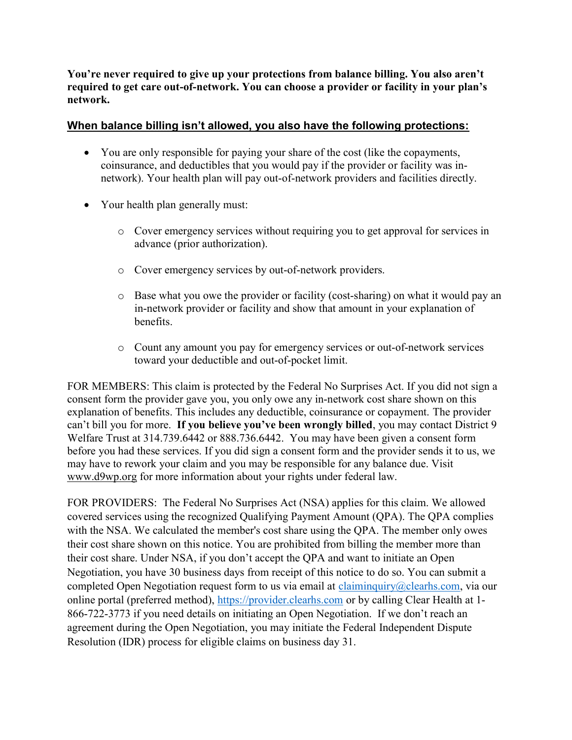**You're never required to give up your protections from balance billing. You also aren't required to get care out-of-network. You can choose a provider or facility in your plan's network.**

## When balance billing isn't allowed, you also have the following protections:

- You are only responsible for paying your share of the cost (like the copayments, coinsurance, and deductibles that you would pay if the provider or facility was in-network). Your health plan will pay out-of-network providers and facilities directly.
- Your health plan generally must:
  - Cover emergency services without requiring you to get approval for services in advance (prior authorization).
  - Cover emergency services by out-of-network providers.
  - Base what you owe the provider or facility (cost-sharing) on what it would pay an in-network provider or facility and show that amount in your explanation of benefits.
  - Count any amount you pay for emergency services or out-of-network services toward your deductible and out-of-pocket limit.

FOR MEMBERS: This claim is protected by the Federal No Surprises Act. If you did not sign a consent form the provider gave you, you only owe any in-network cost share shown on this explanation of benefits. This includes any deductible, coinsurance or copayment. The provider can't bill you for more. **If you believe you've been wrongly billed**, you may contact District 9 Welfare Trust at 314.739.6442 or 888.736.6442. You may have been given a consent form before you had these services. If you did sign a consent form and the provider sends it to us, we may have to rework your claim and you may be responsible for any balance due. Visit www.d9wp.org for more information about your rights under federal law.

FOR PROVIDERS: The Federal No Surprises Act (NSA) applies for this claim. We allowed covered services using the recognized Qualifying Payment Amount (QPA). The QPA complies with the NSA. We calculated the member's cost share using the QPA. The member only owes their cost share shown on this notice. You are prohibited from billing the member more than their cost share. Under NSA, if you don't accept the QPA and want to initiate an Open Negotiation, you have 30 business days from receipt of this notice to do so. You can submit a completed Open Negotiation request form to us via email at claiminquiry@clearhs.com, via our online portal (preferred method), https://provider.clearhs.com or by calling Clear Health at 1-866-722-3773 if you need details on initiating an Open Negotiation. If we don't reach an agreement during the Open Negotiation, you may initiate the Federal Independent Dispute Resolution (IDR) process for eligible claims on business day 31.